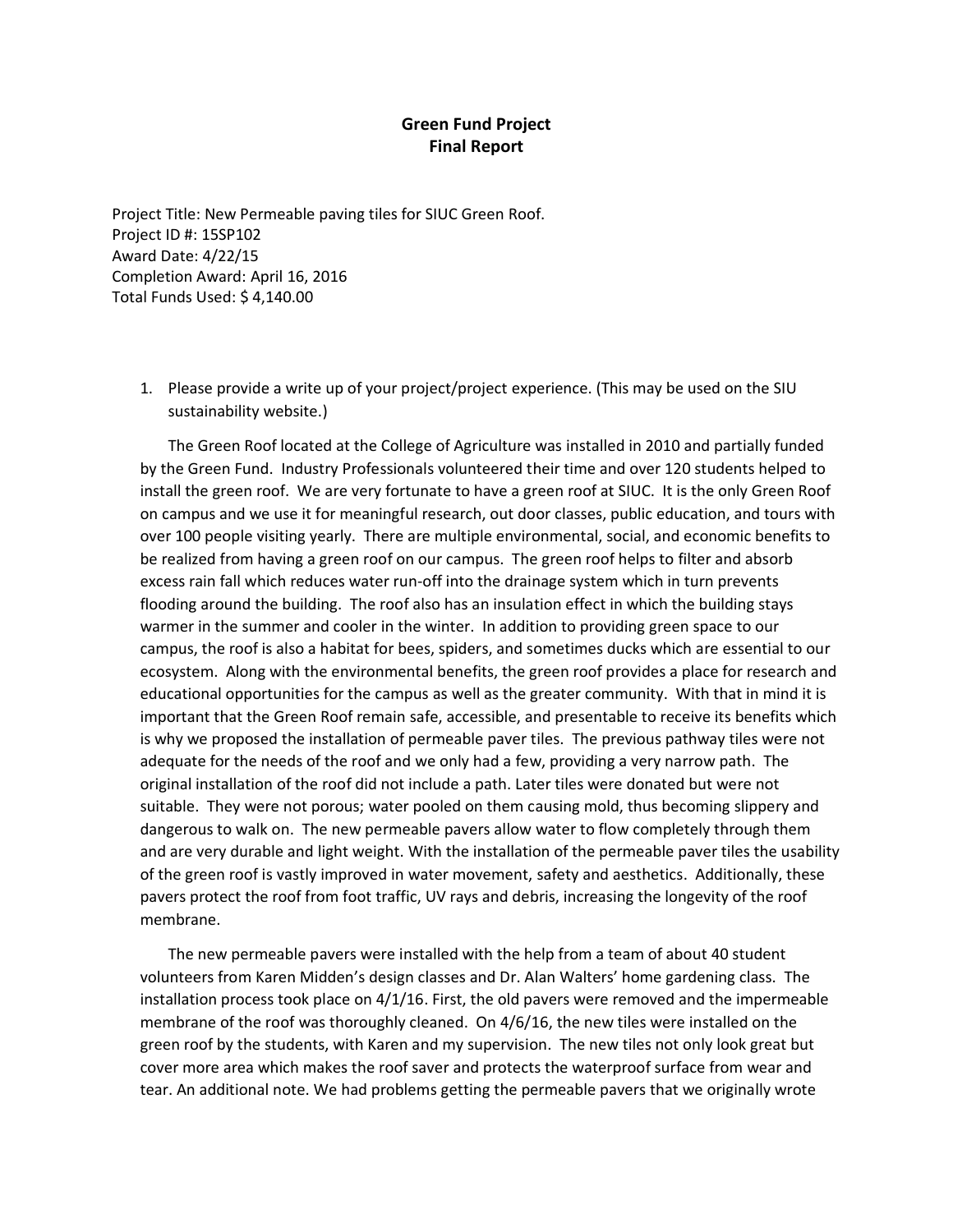# Green Fund Project
# Final Report

Project Title: New Permeable paving tiles for SIUC Green Roof.
Project ID #: 15SP102
Award Date: 4/22/15
Completion Award: April 16, 2016
Total Funds Used: $ 4,140.00

1. Please provide a write up of your project/project experience. (This may be used on the SIU sustainability website.)

The Green Roof located at the College of Agriculture was installed in 2010 and partially funded by the Green Fund. Industry Professionals volunteered their time and over 120 students helped to install the green roof. We are very fortunate to have a green roof at SIUC. It is the only Green Roof on campus and we use it for meaningful research, out door classes, public education, and tours with over 100 people visiting yearly. There are multiple environmental, social, and economic benefits to be realized from having a green roof on our campus. The green roof helps to filter and absorb excess rain fall which reduces water run-off into the drainage system which in turn prevents flooding around the building. The roof also has an insulation effect in which the building stays warmer in the summer and cooler in the winter. In addition to providing green space to our campus, the roof is also a habitat for bees, spiders, and sometimes ducks which are essential to our ecosystem. Along with the environmental benefits, the green roof provides a place for research and educational opportunities for the campus as well as the greater community. With that in mind it is important that the Green Roof remain safe, accessible, and presentable to receive its benefits which is why we proposed the installation of permeable paver tiles. The previous pathway tiles were not adequate for the needs of the roof and we only had a few, providing a very narrow path. The original installation of the roof did not include a path. Later tiles were donated but were not suitable. They were not porous; water pooled on them causing mold, thus becoming slippery and dangerous to walk on. The new permeable pavers allow water to flow completely through them and are very durable and light weight. With the installation of the permeable paver tiles the usability of the green roof is vastly improved in water movement, safety and aesthetics. Additionally, these pavers protect the roof from foot traffic, UV rays and debris, increasing the longevity of the roof membrane.

The new permeable pavers were installed with the help from a team of about 40 student volunteers from Karen Midden's design classes and Dr. Alan Walters' home gardening class. The installation process took place on 4/1/16. First, the old pavers were removed and the impermeable membrane of the roof was thoroughly cleaned. On 4/6/16, the new tiles were installed on the green roof by the students, with Karen and my supervision. The new tiles not only look great but cover more area which makes the roof saver and protects the waterproof surface from wear and tear. An additional note. We had problems getting the permeable pavers that we originally wrote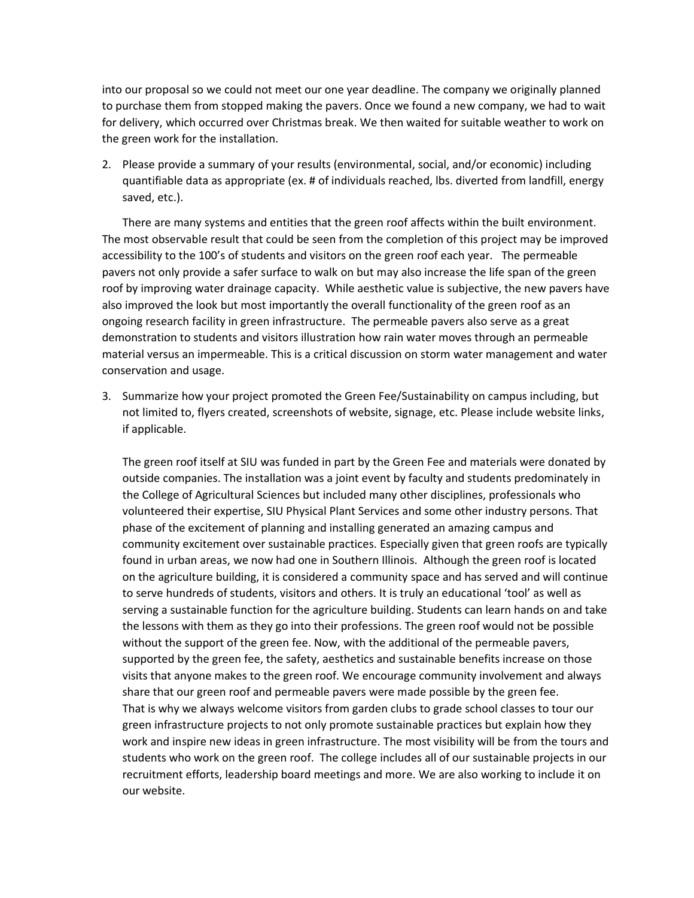into our proposal so we could not meet our one year deadline. The company we originally planned to purchase them from stopped making the pavers. Once we found a new company, we had to wait for delivery, which occurred over Christmas break. We then waited for suitable weather to work on the green work for the installation.

2. Please provide a summary of your results (environmental, social, and/or economic) including quantifiable data as appropriate (ex. # of individuals reached, lbs. diverted from landfill, energy saved, etc.).

There are many systems and entities that the green roof affects within the built environment. The most observable result that could be seen from the completion of this project may be improved accessibility to the 100's of students and visitors on the green roof each year. The permeable pavers not only provide a safer surface to walk on but may also increase the life span of the green roof by improving water drainage capacity. While aesthetic value is subjective, the new pavers have also improved the look but most importantly the overall functionality of the green roof as an ongoing research facility in green infrastructure. The permeable pavers also serve as a great demonstration to students and visitors illustration how rain water moves through an permeable material versus an impermeable. This is a critical discussion on storm water management and water conservation and usage.

3. Summarize how your project promoted the Green Fee/Sustainability on campus including, but not limited to, flyers created, screenshots of website, signage, etc. Please include website links, if applicable.

   The green roof itself at SIU was funded in part by the Green Fee and materials were donated by outside companies. The installation was a joint event by faculty and students predominately in the College of Agricultural Sciences but included many other disciplines, professionals who volunteered their expertise, SIU Physical Plant Services and some other industry persons. That phase of the excitement of planning and installing generated an amazing campus and community excitement over sustainable practices. Especially given that green roofs are typically found in urban areas, we now had one in Southern Illinois. Although the green roof is located on the agriculture building, it is considered a community space and has served and will continue to serve hundreds of students, visitors and others. It is truly an educational 'tool' as well as serving a sustainable function for the agriculture building. Students can learn hands on and take the lessons with them as they go into their professions. The green roof would not be possible without the support of the green fee. Now, with the additional of the permeable pavers, supported by the green fee, the safety, aesthetics and sustainable benefits increase on those visits that anyone makes to the green roof. We encourage community involvement and always share that our green roof and permeable pavers were made possible by the green fee.
   That is why we always welcome visitors from garden clubs to grade school classes to tour our green infrastructure projects to not only promote sustainable practices but explain how they work and inspire new ideas in green infrastructure. The most visibility will be from the tours and students who work on the green roof. The college includes all of our sustainable projects in our recruitment efforts, leadership board meetings and more. We are also working to include it on our website.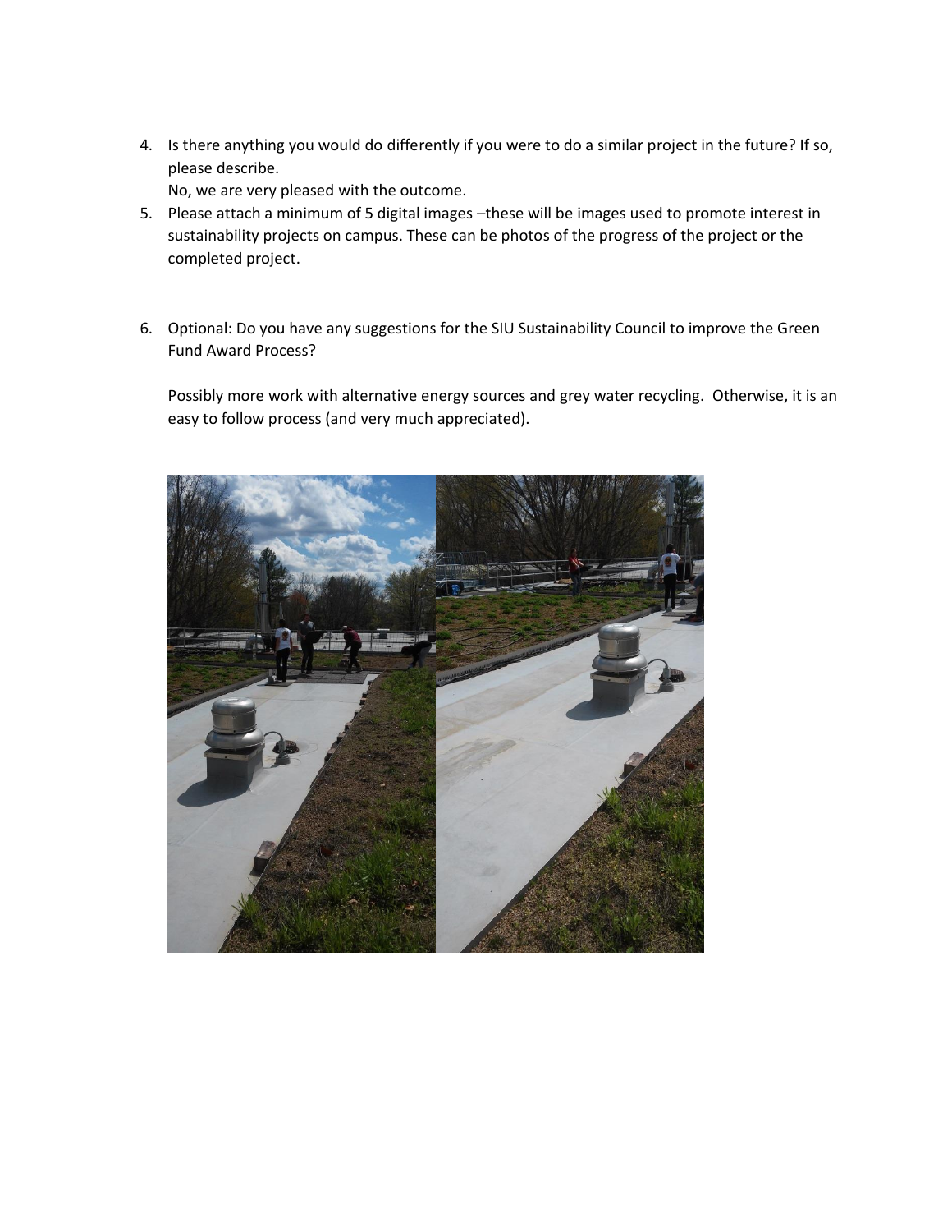4. Is there anything you would do differently if you were to do a similar project in the future? If so, please describe.
   No, we are very pleased with the outcome.
5. Please attach a minimum of 5 digital images –these will be images used to promote interest in sustainability projects on campus. These can be photos of the progress of the project or the completed project.

6. Optional: Do you have any suggestions for the SIU Sustainability Council to improve the Green Fund Award Process?

   Possibly more work with alternative energy sources and grey water recycling. Otherwise, it is an easy to follow process (and very much appreciated).